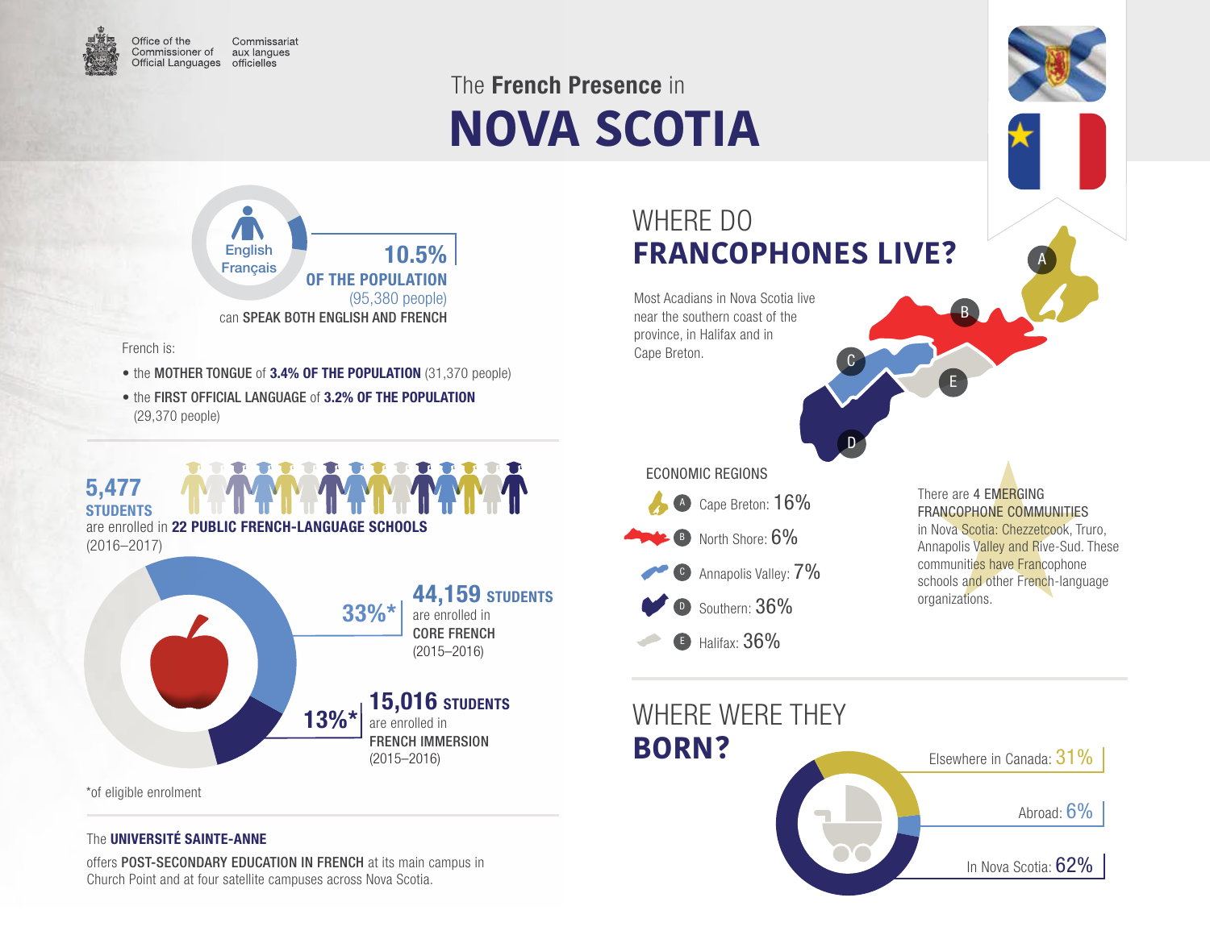Office of the Commissioner of Official Languages | Commissariat aux langues officielles

# The **French Presence** in NOVA SCOTIA

English
Français

**10.5% OF THE POPULATION** (95,380 people) can **SPEAK BOTH ENGLISH AND FRENCH**

French is:

- the **MOTHER TONGUE** of **3.4% OF THE POPULATION** (31,370 people)
- the **FIRST OFFICIAL LANGUAGE** of **3.2% OF THE POPULATION** (29,370 people)

**5,477 STUDENTS** are enrolled in **22 PUBLIC FRENCH-LANGUAGE SCHOOLS** (2016–2017)

**33%*** — **44,159 STUDENTS** are enrolled in **CORE FRENCH** (2015–2016)

**13%*** — **15,016 STUDENTS** are enrolled in **FRENCH IMMERSION** (2015–2016)

*of eligible enrolment

The **UNIVERSITÉ SAINTE-ANNE** offers **POST-SECONDARY EDUCATION IN FRENCH** at its main campus in Church Point and at four satellite campuses across Nova Scotia.

## WHERE DO **FRANCOPHONES LIVE?**

Most Acadians in Nova Scotia live near the southern coast of the province, in Halifax and in Cape Breton.

ECONOMIC REGIONS

- A Cape Breton: 16%
- B North Shore: 6%
- C Annapolis Valley: 7%
- D Southern: 36%
- E Halifax: 36%

There are 4 EMERGING FRANCOPHONE COMMUNITIES in Nova Scotia: Chezzetcook, Truro, Annapolis Valley and Rive-Sud. These communities have Francophone schools and other French-language organizations.

## WHERE WERE THEY **BORN?**

- Elsewhere in Canada: 31%
- Abroad: 6%
- In Nova Scotia: 62%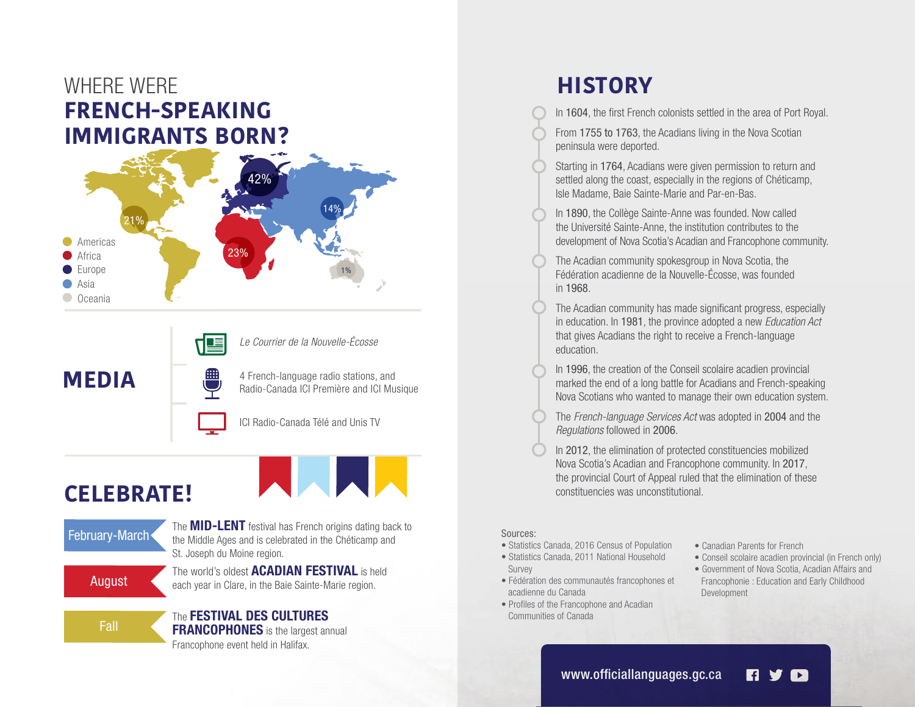## WHERE WERE **FRENCH-SPEAKING IMMIGRANTS BORN?**

42%

14%

21%

23%

1%

- Americas
- Africa
- Europe
- Asia
- Oceania

## MEDIA

- *Le Courrier de la Nouvelle-Écosse*
- 4 French-language radio stations, and Radio-Canada ICI Première and ICI Musique
- ICI Radio-Canada Télé and Unis TV

## CELEBRATE!

**February-March** — The **MID-LENT** festival has French origins dating back to the Middle Ages and is celebrated in the Chéticamp and St. Joseph du Moine region.

**August** — The world's oldest **ACADIAN FESTIVAL** is held each year in Clare, in the Baie Sainte-Marie region.

**Fall** — The **FESTIVAL DES CULTURES FRANCOPHONES** is the largest annual Francophone event held in Halifax.

## HISTORY

- In 1604, the first French colonists settled in the area of Port Royal.
- From 1755 to 1763, the Acadians living in the Nova Scotian peninsula were deported.
- Starting in 1764, Acadians were given permission to return and settled along the coast, especially in the regions of Chéticamp, Isle Madame, Baie Sainte-Marie and Par-en-Bas.
- In 1890, the Collège Sainte-Anne was founded. Now called the Université Sainte-Anne, the institution contributes to the development of Nova Scotia's Acadian and Francophone community.
- The Acadian community spokesgroup in Nova Scotia, the Fédération acadienne de la Nouvelle-Écosse, was founded in 1968.
- The Acadian community has made significant progress, especially in education. In 1981, the province adopted a new *Education Act* that gives Acadians the right to receive a French-language education.
- In 1996, the creation of the Conseil scolaire acadien provincial marked the end of a long battle for Acadians and French-speaking Nova Scotians who wanted to manage their own education system.
- The *French-language Services Act* was adopted in 2004 and the *Regulations* followed in 2006.
- In 2012, the elimination of protected constituencies mobilized Nova Scotia's Acadian and Francophone community. In 2017, the provincial Court of Appeal ruled that the elimination of these constituencies was unconstitutional.

Sources:

- Statistics Canada, 2016 Census of Population
- Statistics Canada, 2011 National Household Survey
- Fédération des communautés francophones et acadienne du Canada
- Profiles of the Francophone and Acadian Communities of Canada
- Canadian Parents for French
- Conseil scolaire acadien provincial (in French only)
- Government of Nova Scotia, Acadian Affairs and Francophonie : Education and Early Childhood Development

www.officiallanguages.gc.ca